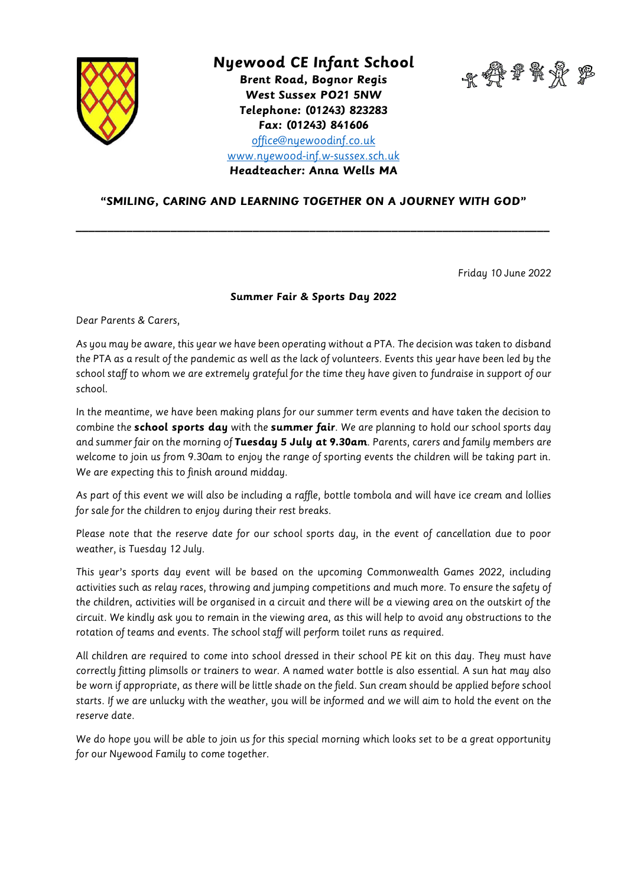# Nyewood CE Infant School

**Brent Road, Bognor Regis**
**West Sussex PO21 5NW**
**Telephone: (01243) 823283**
**Fax: (01243) 841606**
office@nyewoodinf.co.uk
www.nyewood-inf.w-sussex.sch.uk
**Headteacher: Anna Wells MA**

**"SMILING, CARING AND LEARNING TOGETHER ON A JOURNEY WITH GOD"**

---

Friday 10 June 2022

**Summer Fair & Sports Day 2022**

Dear Parents & Carers,

As you may be aware, this year we have been operating without a PTA. The decision was taken to disband the PTA as a result of the pandemic as well as the lack of volunteers. Events this year have been led by the school staff to whom we are extremely grateful for the time they have given to fundraise in support of our school.

In the meantime, we have been making plans for our summer term events and have taken the decision to combine the **school sports day** with the **summer fair**. We are planning to hold our school sports day and summer fair on the morning of **Tuesday 5 July at 9.30am**. Parents, carers and family members are welcome to join us from 9.30am to enjoy the range of sporting events the children will be taking part in. We are expecting this to finish around midday.

As part of this event we will also be including a raffle, bottle tombola and will have ice cream and lollies for sale for the children to enjoy during their rest breaks.

Please note that the reserve date for our school sports day, in the event of cancellation due to poor weather, is Tuesday 12 July.

This year's sports day event will be based on the upcoming Commonwealth Games 2022, including activities such as relay races, throwing and jumping competitions and much more. To ensure the safety of the children, activities will be organised in a circuit and there will be a viewing area on the outskirt of the circuit. We kindly ask you to remain in the viewing area, as this will help to avoid any obstructions to the rotation of teams and events. The school staff will perform toilet runs as required.

All children are required to come into school dressed in their school PE kit on this day. They must have correctly fitting plimsolls or trainers to wear. A named water bottle is also essential. A sun hat may also be worn if appropriate, as there will be little shade on the field. Sun cream should be applied before school starts. If we are unlucky with the weather, you will be informed and we will aim to hold the event on the reserve date.

We do hope you will be able to join us for this special morning which looks set to be a great opportunity for our Nyewood Family to come together.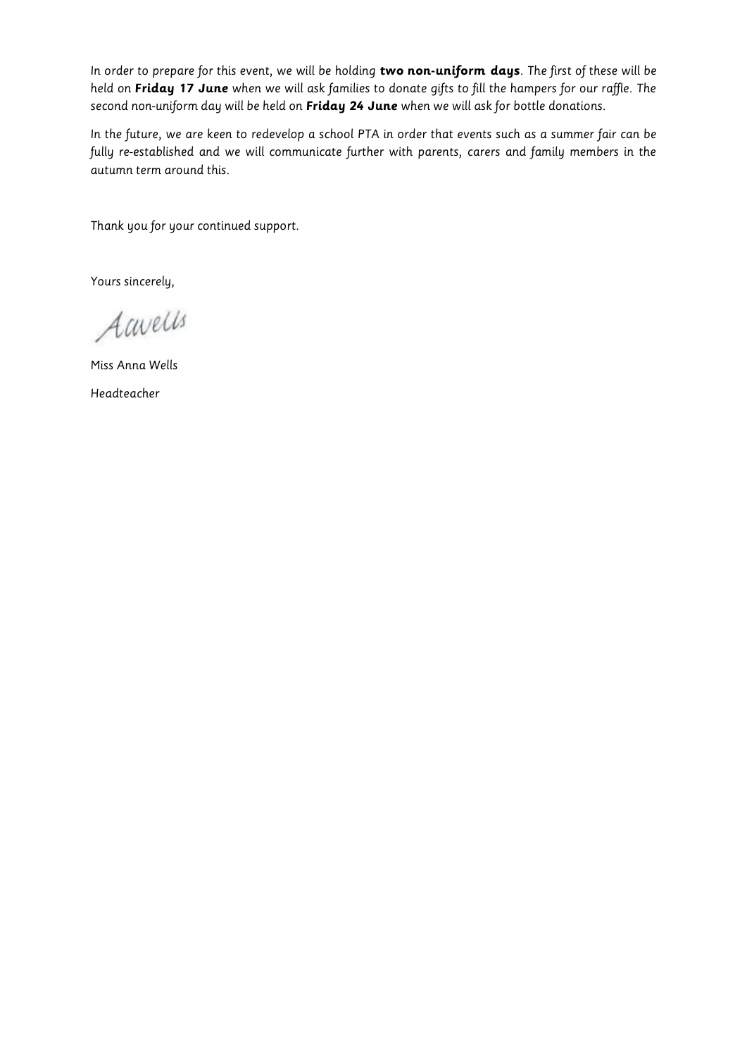In order to prepare for this event, we will be holding **two non-uniform days**. The first of these will be held on **Friday 17 June** when we will ask families to donate gifts to fill the hampers for our raffle. The second non-uniform day will be held on **Friday 24 June** when we will ask for bottle donations.

In the future, we are keen to redevelop a school PTA in order that events such as a summer fair can be fully re-established and we will communicate further with parents, carers and family members in the autumn term around this.

Thank you for your continued support.

Yours sincerely,

Awells

Miss Anna Wells

Headteacher